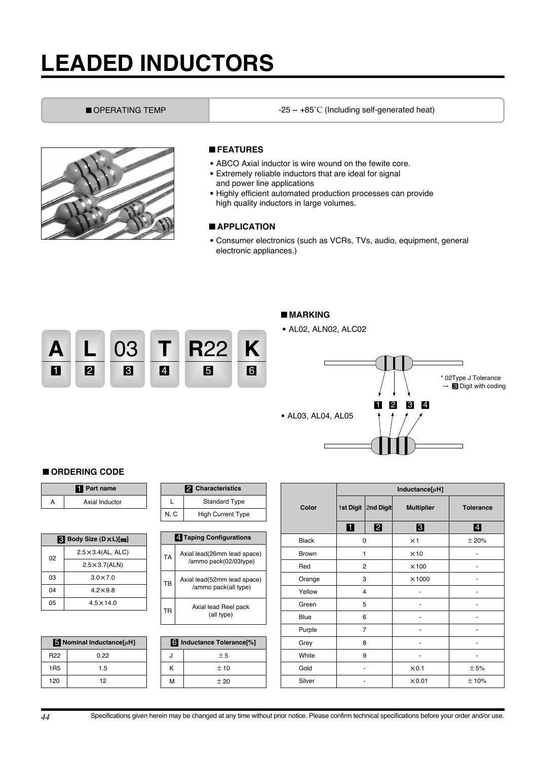# LEADED INDUCTORS

| ■ OPERATING TEMP | -25 ~ +85˚C (Including self-generated heat) |
| --- | --- |

### ■ FEATURES

- ABCO Axial inductor is wire wound on the fewite core.
- Extremely reliable inductors that are ideal for signal and power line applications
- Highly efficient automated production processes can provide high quality inductors in large volumes.

### ■ APPLICATION

- Consumer electronics (such as VCRs, TVs, audio, equipment, general electronic appliances.)

| A | L | 03 | T | R22 | K |
| --- | --- | --- | --- | --- | --- |
| 1 | 2 | 3 | 4 | 5 | 6 |

### ■ MARKING

- AL02, ALN02, ALC02

\* 02Type J Tolerance → 3 Digit with coding

1 2 3 4

- AL03, AL04, AL05

### ■ ORDERING CODE

| 1 Part name | |
| --- | --- |
| A | Axial Inductor |

| 2 Characteristics | |
| --- | --- |
| L | Standard Type |
| N, C | High Current Type |

| 3 Body Size (D×L)[㎜] | |
| --- | --- |
| 02 | 2.5×3.4(AL, ALC) |
| | 2.5×3.7(ALN) |
| 03 | 3.0×7.0 |
| 04 | 4.2×9.8 |
| 05 | 4.5×14.0 |

| 4 Taping Configurations | |
| --- | --- |
| TA | Axial lead(26mm lead space) /ammo pack(02/03type) |
| TB | Axial lead(52mm lead space) /ammo pack(all type) |
| TR | Axial lead Reel pack (all type) |

| 5 Nominal Inductance[μH] | |
| --- | --- |
| R22 | 0.22 |
| 1R5 | 1.5 |
| 120 | 12 |

| 6 Inductance Tolerance[%] | |
| --- | --- |
| J | ±5 |
| K | ±10 |
| M | ±20 |

| Color | Inductance[μH] | | | |
| --- | --- | --- | --- | --- |
| | 1st Digit / 2nd Digit | | Multiplier | Tolerance |
| | 1 | 2 | 3 | 4 |
| Black | 0 | | ×1 | ±20% |
| Brown | 1 | | ×10 | - |
| Red | 2 | | ×100 | - |
| Orange | 3 | | ×1000 | - |
| Yellow | 4 | | - | - |
| Green | 5 | | - | - |
| Blue | 6 | | - | - |
| Purple | 7 | | - | - |
| Grey | 8 | | - | - |
| White | 9 | | - | - |
| Gold | - | | ×0.1 | ±5% |
| Silver | - | | ×0.01 | ±10% |

Specifications given herein may be changed at any time without prior notice. Please confirm technical specifications before your order and/or use.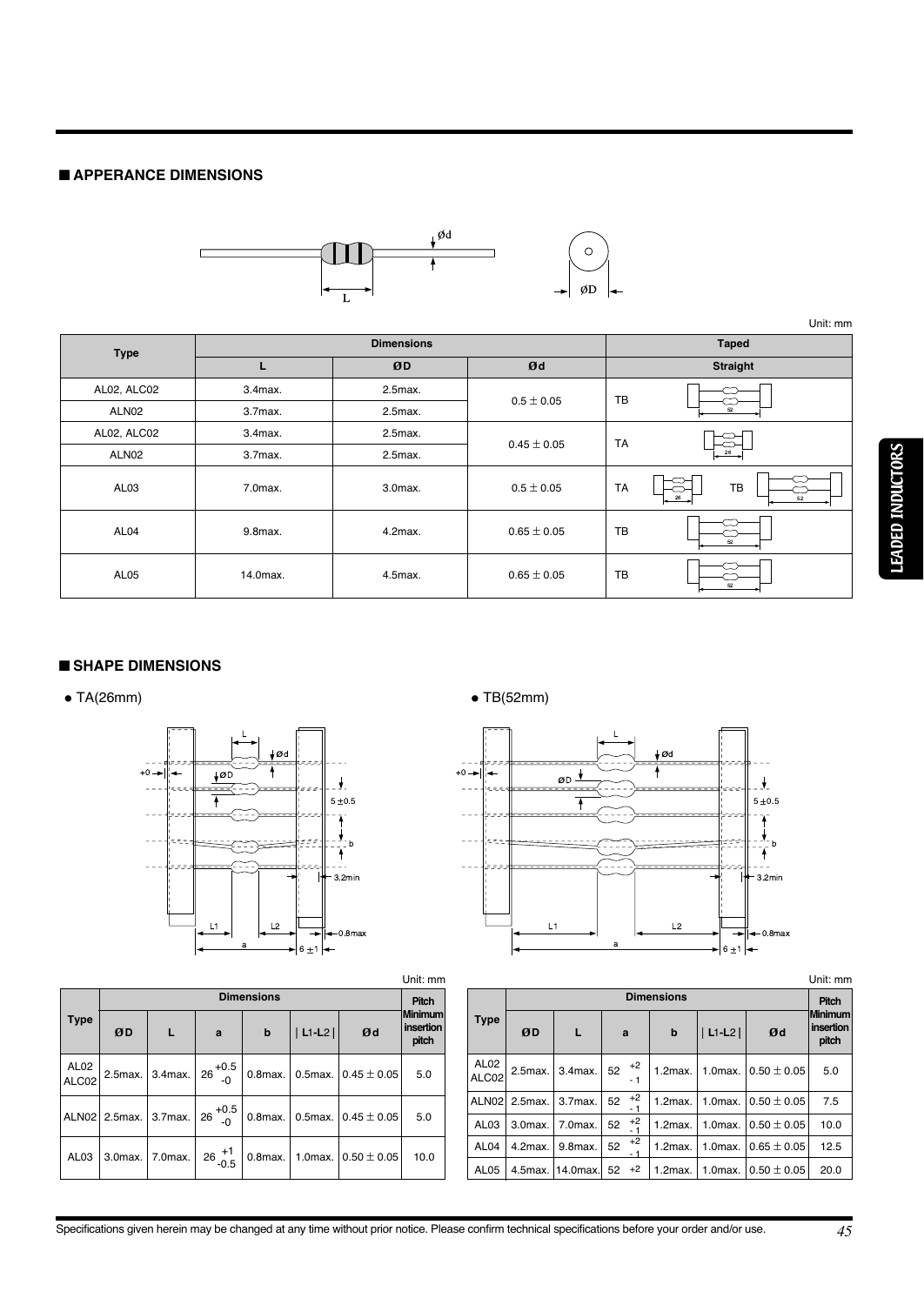## ■ APPERANCE DIMENSIONS

Ød

L

ØD

Unit: mm

| Type | Dimensions | | | Taped |
|---|---|---|---|---|
| | L | ØD | Ød | Straight |
| AL02, ALC02 | 3.4max. | 2.5max. | 0.5 ± 0.05 | TB 52 |
| ALN02 | 3.7max. | 2.5max. | | |
| AL02, ALC02 | 3.4max. | 2.5max. | 0.45 ± 0.05 | TA 26 |
| ALN02 | 3.7max. | 2.5max. | | |
| AL03 | 7.0max. | 3.0max. | 0.5 ± 0.05 | TA 26 TB 52 |
| AL04 | 9.8max. | 4.2max. | 0.65 ± 0.05 | TB 52 |
| AL05 | 14.0max. | 4.5max. | 0.65 ± 0.05 | TB 52 |

## ■ SHAPE DIMENSIONS

● TA(26mm)

L
Ød
+0
ØD
5 ±0.5
b
3.2min
L1
L2
0.8max
a
6 ±1

● TB(52mm)

L
Ød
+0
ØD
5 ±0.5
b
3.2min
L1
L2
0.8max
a
6 ±1

Unit: mm

| Type | Dimensions | | | | | | Pitch |
|---|---|---|---|---|---|---|---|
| | ØD | L | a | b | \|L1-L2\| | Ød | Minimum insertion pitch |
| AL02 ALC02 | 2.5max. | 3.4max. | $26^{+0.5}_{-0}$ | 0.8max. | 0.5max. | 0.45 ± 0.05 | 5.0 |
| ALN02 | 2.5max. | 3.7max. | $26^{+0.5}_{-0}$ | 0.8max. | 0.5max. | 0.45 ± 0.05 | 5.0 |
| AL03 | 3.0max. | 7.0max. | $26^{+1}_{-0.5}$ | 0.8max. | 1.0max. | 0.50 ± 0.05 | 10.0 |

Unit: mm

| Type | Dimensions | | | | | | Pitch |
|---|---|---|---|---|---|---|---|
| | ØD | L | a | b | \|L1-L2\| | Ød | Minimum insertion pitch |
| AL02 ALC02 | 2.5max. | 3.4max. | $52^{+2}_{-1}$ | 1.2max. | 1.0max. | 0.50 ± 0.05 | 5.0 |
| ALN02 | 2.5max. | 3.7max. | $52^{+2}_{-1}$ | 1.2max. | 1.0max. | 0.50 ± 0.05 | 7.5 |
| AL03 | 3.0max. | 7.0max. | $52^{+2}_{-1}$ | 1.2max. | 1.0max. | 0.50 ± 0.05 | 10.0 |
| AL04 | 4.2max. | 9.8max. | $52^{+2}_{-1}$ | 1.2max. | 1.0max. | 0.65 ± 0.05 | 12.5 |
| AL05 | 4.5max. | 14.0max. | $52^{+2}$ | 1.2max. | 1.0max. | 0.50 ± 0.05 | 20.0 |

Specifications given herein may be changed at any time without prior notice. Please confirm technical specifications before your order and/or use.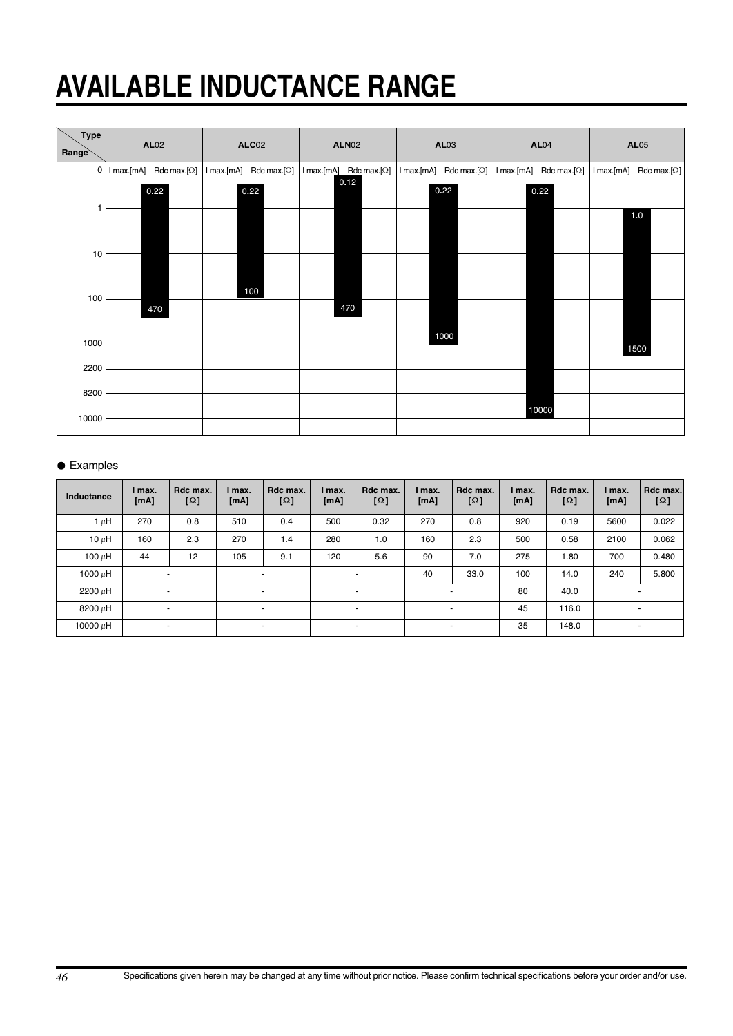# AVAILABLE INDUCTANCE RANGE

Type
Range

AL02 ALC02 ALN02 AL03 AL04 AL05

I max.[mA] Rdc max.[Ω] I max.[mA] Rdc max.[Ω] I max.[mA] Rdc max.[Ω] I max.[mA] Rdc max.[Ω] I max.[mA] Rdc max.[Ω] I max.[mA] Rdc max.[Ω]

0
1
10
100
1000
2200
8200
10000

0.22
470
0.22
100
0.12
470
0.22
1000
0.22
10000
1.0
1500

● Examples

| Inductance | I max. [mA] | Rdc max. [Ω] | I max. [mA] | Rdc max. [Ω] | I max. [mA] | Rdc max. [Ω] | I max. [mA] | Rdc max. [Ω] | I max. [mA] | Rdc max. [Ω] | I max. [mA] | Rdc max. [Ω] |
|---|---|---|---|---|---|---|---|---|---|---|---|---|
| 1 μH | 270 | 0.8 | 510 | 0.4 | 500 | 0.32 | 270 | 0.8 | 920 | 0.19 | 5600 | 0.022 |
| 10 μH | 160 | 2.3 | 270 | 1.4 | 280 | 1.0 | 160 | 2.3 | 500 | 0.58 | 2100 | 0.062 |
| 100 μH | 44 | 12 | 105 | 9.1 | 120 | 5.6 | 90 | 7.0 | 275 | 1.80 | 700 | 0.480 |
| 1000 μH | - | | - | | - | | 40 | 33.0 | 100 | 14.0 | 240 | 5.800 |
| 2200 μH | - | | - | | - | | - | | 80 | 40.0 | - | |
| 8200 μH | - | | - | | - | | - | | 45 | 116.0 | - | |
| 10000 μH | - | | - | | - | | - | | 35 | 148.0 | - | |

Specifications given herein may be changed at any time without prior notice. Please confirm technical specifications before your order and/or use.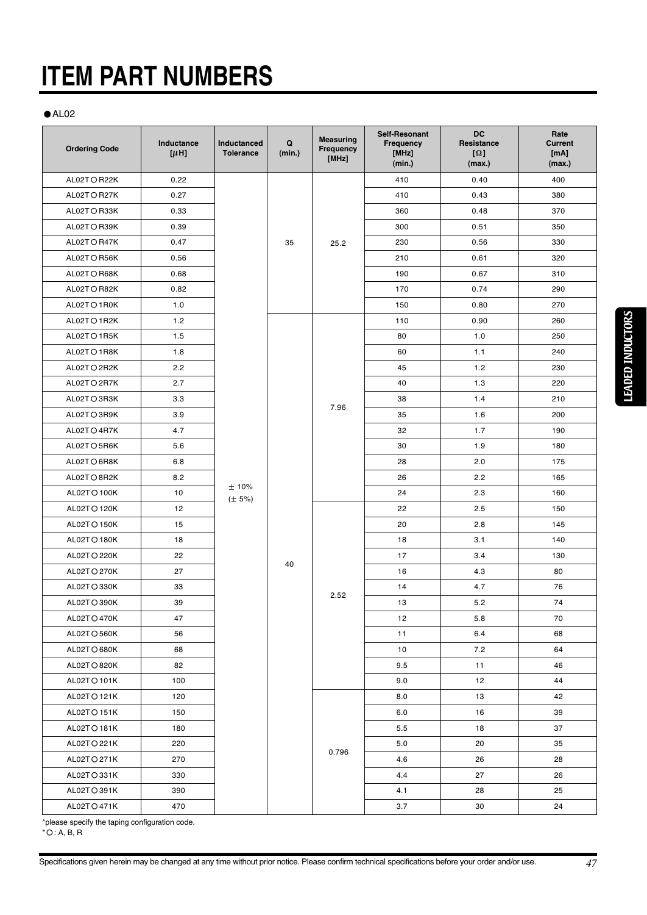# ITEM PART NUMBERS

● AL02

| Ordering Code | Inductance [μH] | Inductanced Tolerance | Q (min.) | Measuring Frequency [MHz] | Self-Resonant Frequency [MHz] (min.) | DC Resistance [Ω] (max.) | Rate Current [mA] (max.) |
|---|---|---|---|---|---|---|---|
| AL02T○R22K | 0.22 | ± 10% (± 5%) | 35 | 25.2 | 410 | 0.40 | 400 |
| AL02T○R27K | 0.27 | | | | 410 | 0.43 | 380 |
| AL02T○R33K | 0.33 | | | | 360 | 0.48 | 370 |
| AL02T○R39K | 0.39 | | | | 300 | 0.51 | 350 |
| AL02T○R47K | 0.47 | | | | 230 | 0.56 | 330 |
| AL02T○R56K | 0.56 | | | | 210 | 0.61 | 320 |
| AL02T○R68K | 0.68 | | | | 190 | 0.67 | 310 |
| AL02T○R82K | 0.82 | | | | 170 | 0.74 | 290 |
| AL02T○1R0K | 1.0 | | | | 150 | 0.80 | 270 |
| AL02T○1R2K | 1.2 | | 40 | 7.96 | 110 | 0.90 | 260 |
| AL02T○1R5K | 1.5 | | | | 80 | 1.0 | 250 |
| AL02T○1R8K | 1.8 | | | | 60 | 1.1 | 240 |
| AL02T○2R2K | 2.2 | | | | 45 | 1.2 | 230 |
| AL02T○2R7K | 2.7 | | | | 40 | 1.3 | 220 |
| AL02T○3R3K | 3.3 | | | | 38 | 1.4 | 210 |
| AL02T○3R9K | 3.9 | | | | 35 | 1.6 | 200 |
| AL02T○4R7K | 4.7 | | | | 32 | 1.7 | 190 |
| AL02T○5R6K | 5.6 | | | | 30 | 1.9 | 180 |
| AL02T○6R8K | 6.8 | | | | 28 | 2.0 | 175 |
| AL02T○8R2K | 8.2 | | | | 26 | 2.2 | 165 |
| AL02T○100K | 10 | | | | 24 | 2.3 | 160 |
| AL02T○120K | 12 | | | 2.52 | 22 | 2.5 | 150 |
| AL02T○150K | 15 | | | | 20 | 2.8 | 145 |
| AL02T○180K | 18 | | | | 18 | 3.1 | 140 |
| AL02T○220K | 22 | | | | 17 | 3.4 | 130 |
| AL02T○270K | 27 | | | | 16 | 4.3 | 80 |
| AL02T○330K | 33 | | | | 14 | 4.7 | 76 |
| AL02T○390K | 39 | | | | 13 | 5.2 | 74 |
| AL02T○470K | 47 | | | | 12 | 5.8 | 70 |
| AL02T○560K | 56 | | | | 11 | 6.4 | 68 |
| AL02T○680K | 68 | | | | 10 | 7.2 | 64 |
| AL02T○820K | 82 | | | | 9.5 | 11 | 46 |
| AL02T○101K | 100 | | | | 9.0 | 12 | 44 |
| AL02T○121K | 120 | | | 0.796 | 8.0 | 13 | 42 |
| AL02T○151K | 150 | | | | 6.0 | 16 | 39 |
| AL02T○181K | 180 | | | | 5.5 | 18 | 37 |
| AL02T○221K | 220 | | | | 5.0 | 20 | 35 |
| AL02T○271K | 270 | | | | 4.6 | 26 | 28 |
| AL02T○331K | 330 | | | | 4.4 | 27 | 26 |
| AL02T○391K | 390 | | | | 4.1 | 28 | 25 |
| AL02T○471K | 470 | | | | 3.7 | 30 | 24 |

*please specify the taping configuration code.
*○: A, B, R

Specifications given herein may be changed at any time without prior notice. Please confirm technical specifications before your order and/or use.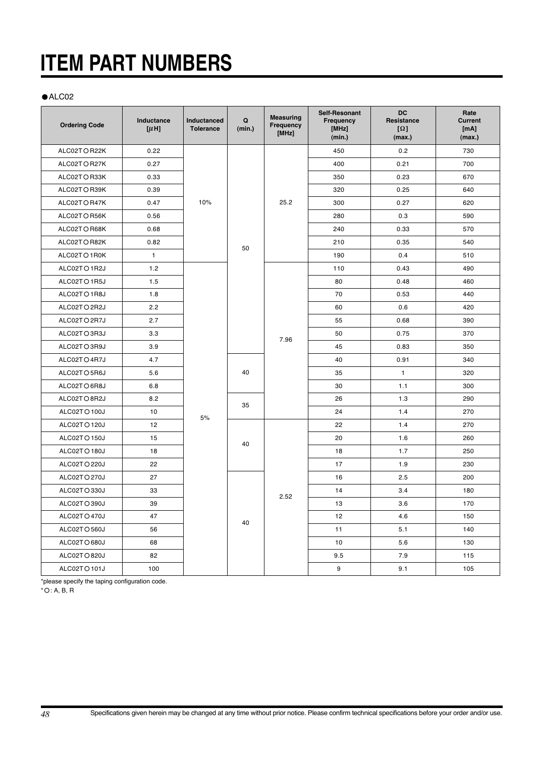# ITEM PART NUMBERS

● ALC02

| Ordering Code | Inductance [μH] | Inductanced Tolerance | Q (min.) | Measuring Frequency [MHz] | Self-Resonant Frequency [MHz] (min.) | DC Resistance [Ω] (max.) | Rate Current [mA] (max.) |
|---|---|---|---|---|---|---|---|
| ALC02T○R22K | 0.22 | 10% | 50 | 25.2 | 450 | 0.2 | 730 |
| ALC02T○R27K | 0.27 | | | | 400 | 0.21 | 700 |
| ALC02T○R33K | 0.33 | | | | 350 | 0.23 | 670 |
| ALC02T○R39K | 0.39 | | | | 320 | 0.25 | 640 |
| ALC02T○R47K | 0.47 | | | | 300 | 0.27 | 620 |
| ALC02T○R56K | 0.56 | | | | 280 | 0.3 | 590 |
| ALC02T○R68K | 0.68 | | | | 240 | 0.33 | 570 |
| ALC02T○R82K | 0.82 | | | | 210 | 0.35 | 540 |
| ALC02T○1R0K | 1 | | | | 190 | 0.4 | 510 |
| ALC02T○1R2J | 1.2 | 5% | | 7.96 | 110 | 0.43 | 490 |
| ALC02T○1R5J | 1.5 | | | | 80 | 0.48 | 460 |
| ALC02T○1R8J | 1.8 | | | | 70 | 0.53 | 440 |
| ALC02T○2R2J | 2.2 | | | | 60 | 0.6 | 420 |
| ALC02T○2R7J | 2.7 | | | | 55 | 0.68 | 390 |
| ALC02T○3R3J | 3.3 | | | | 50 | 0.75 | 370 |
| ALC02T○3R9J | 3.9 | | | | 45 | 0.83 | 350 |
| ALC02T○4R7J | 4.7 | | 40 | | 40 | 0.91 | 340 |
| ALC02T○5R6J | 5.6 | | | | 35 | 1 | 320 |
| ALC02T○6R8J | 6.8 | | | | 30 | 1.1 | 300 |
| ALC02T○8R2J | 8.2 | | 35 | | 26 | 1.3 | 290 |
| ALC02T○100J | 10 | | | | 24 | 1.4 | 270 |
| ALC02T○120J | 12 | | 40 | 2.52 | 22 | 1.4 | 270 |
| ALC02T○150J | 15 | | | | 20 | 1.6 | 260 |
| ALC02T○180J | 18 | | | | 18 | 1.7 | 250 |
| ALC02T○220J | 22 | | | | 17 | 1.9 | 230 |
| ALC02T○270J | 27 | | 40 | | 16 | 2.5 | 200 |
| ALC02T○330J | 33 | | | | 14 | 3.4 | 180 |
| ALC02T○390J | 39 | | | | 13 | 3.6 | 170 |
| ALC02T○470J | 47 | | | | 12 | 4.6 | 150 |
| ALC02T○560J | 56 | | | | 11 | 5.1 | 140 |
| ALC02T○680J | 68 | | | | 10 | 5.6 | 130 |
| ALC02T○820J | 82 | | | | 9.5 | 7.9 | 115 |
| ALC02T○101J | 100 | | | | 9 | 9.1 | 105 |

*please specify the taping configuration code.
*○: A, B, R

Specifications given herein may be changed at any time without prior notice. Please confirm technical specifications before your order and/or use.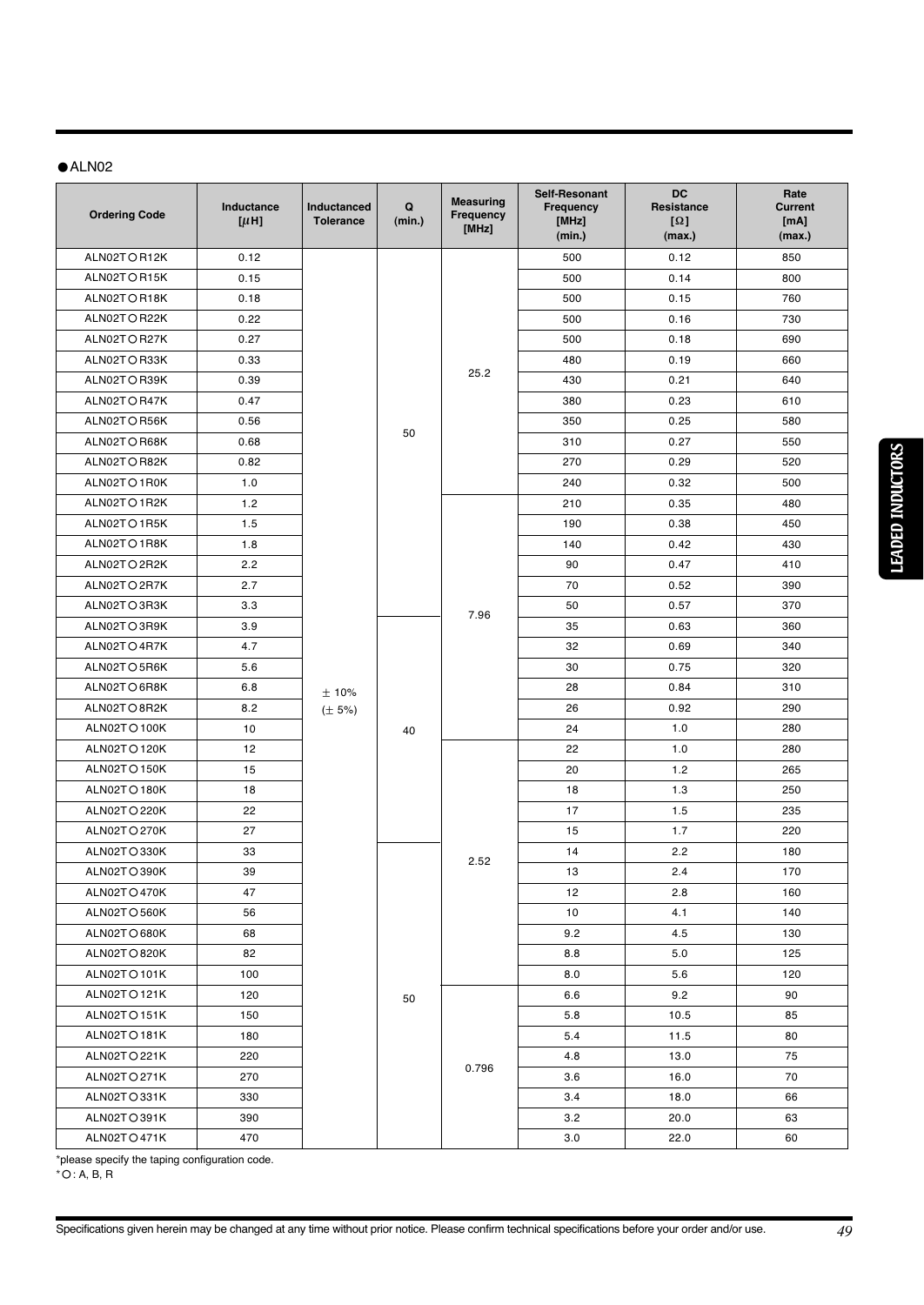● ALN02

| Ordering Code | Inductance [μH] | Inductanced Tolerance | Q (min.) | Measuring Frequency [MHz] | Self-Resonant Frequency [MHz] (min.) | DC Resistance [Ω] (max.) | Rate Current [mA] (max.) |
|---|---|---|---|---|---|---|---|
| ALN02T○R12K | 0.12 | ± 10% (± 5%) | 50 | 25.2 | 500 | 0.12 | 850 |
| ALN02T○R15K | 0.15 | | | | 500 | 0.14 | 800 |
| ALN02T○R18K | 0.18 | | | | 500 | 0.15 | 760 |
| ALN02T○R22K | 0.22 | | | | 500 | 0.16 | 730 |
| ALN02T○R27K | 0.27 | | | | 500 | 0.18 | 690 |
| ALN02T○R33K | 0.33 | | | | 480 | 0.19 | 660 |
| ALN02T○R39K | 0.39 | | | | 430 | 0.21 | 640 |
| ALN02T○R47K | 0.47 | | | | 380 | 0.23 | 610 |
| ALN02T○R56K | 0.56 | | | | 350 | 0.25 | 580 |
| ALN02T○R68K | 0.68 | | | | 310 | 0.27 | 550 |
| ALN02T○R82K | 0.82 | | | | 270 | 0.29 | 520 |
| ALN02T○1R0K | 1.0 | | | | 240 | 0.32 | 500 |
| ALN02T○1R2K | 1.2 | | | 7.96 | 210 | 0.35 | 480 |
| ALN02T○1R5K | 1.5 | | | | 190 | 0.38 | 450 |
| ALN02T○1R8K | 1.8 | | | | 140 | 0.42 | 430 |
| ALN02T○2R2K | 2.2 | | | | 90 | 0.47 | 410 |
| ALN02T○2R7K | 2.7 | | | | 70 | 0.52 | 390 |
| ALN02T○3R3K | 3.3 | | | | 50 | 0.57 | 370 |
| ALN02T○3R9K | 3.9 | | 40 | | 35 | 0.63 | 360 |
| ALN02T○4R7K | 4.7 | | | | 32 | 0.69 | 340 |
| ALN02T○5R6K | 5.6 | | | | 30 | 0.75 | 320 |
| ALN02T○6R8K | 6.8 | | | | 28 | 0.84 | 310 |
| ALN02T○8R2K | 8.2 | | | | 26 | 0.92 | 290 |
| ALN02T○100K | 10 | | | | 24 | 1.0 | 280 |
| ALN02T○120K | 12 | | | 2.52 | 22 | 1.0 | 280 |
| ALN02T○150K | 15 | | | | 20 | 1.2 | 265 |
| ALN02T○180K | 18 | | | | 18 | 1.3 | 250 |
| ALN02T○220K | 22 | | | | 17 | 1.5 | 235 |
| ALN02T○270K | 27 | | | | 15 | 1.7 | 220 |
| ALN02T○330K | 33 | | 50 | | 14 | 2.2 | 180 |
| ALN02T○390K | 39 | | | | 13 | 2.4 | 170 |
| ALN02T○470K | 47 | | | | 12 | 2.8 | 160 |
| ALN02T○560K | 56 | | | | 10 | 4.1 | 140 |
| ALN02T○680K | 68 | | | | 9.2 | 4.5 | 130 |
| ALN02T○820K | 82 | | | | 8.8 | 5.0 | 125 |
| ALN02T○101K | 100 | | | | 8.0 | 5.6 | 120 |
| ALN02T○121K | 120 | | | 0.796 | 6.6 | 9.2 | 90 |
| ALN02T○151K | 150 | | | | 5.8 | 10.5 | 85 |
| ALN02T○181K | 180 | | | | 5.4 | 11.5 | 80 |
| ALN02T○221K | 220 | | | | 4.8 | 13.0 | 75 |
| ALN02T○271K | 270 | | | | 3.6 | 16.0 | 70 |
| ALN02T○331K | 330 | | | | 3.4 | 18.0 | 66 |
| ALN02T○391K | 390 | | | | 3.2 | 20.0 | 63 |
| ALN02T○471K | 470 | | | | 3.0 | 22.0 | 60 |

*please specify the taping configuration code.
*○: A, B, R

LEADED INDUCTORS

Specifications given herein may be changed at any time without prior notice. Please confirm technical specifications before your order and/or use.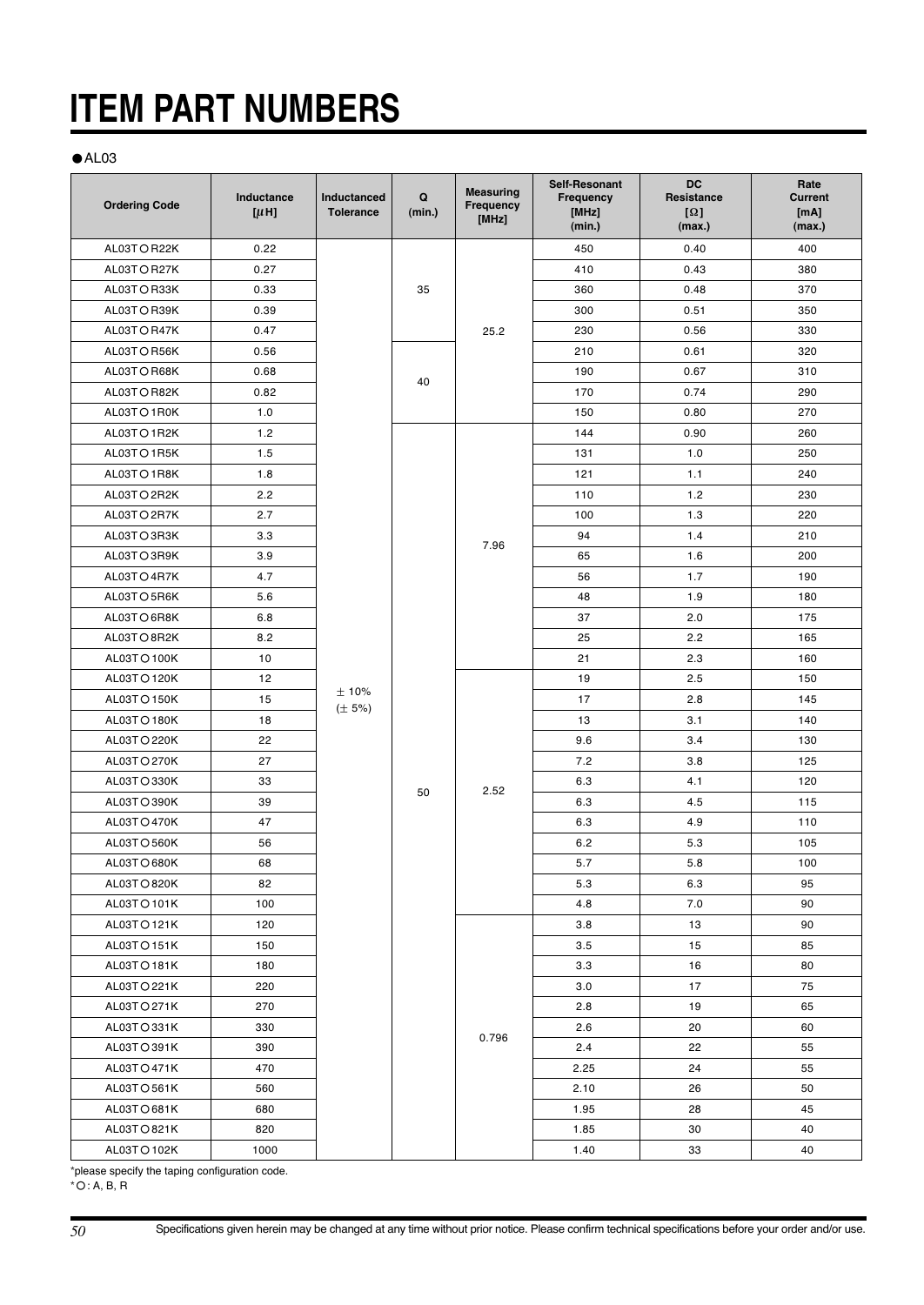# ITEM PART NUMBERS

● AL03

| Ordering Code | Inductance [μH] | Inductanced Tolerance | Q (min.) | Measuring Frequency [MHz] | Self-Resonant Frequency [MHz] (min.) | DC Resistance [Ω] (max.) | Rate Current [mA] (max.) |
|---|---|---|---|---|---|---|---|
| AL03T○R22K | 0.22 | ± 10% (± 5%) | 35 | 25.2 | 450 | 0.40 | 400 |
| AL03T○R27K | 0.27 | | | | 410 | 0.43 | 380 |
| AL03T○R33K | 0.33 | | | | 360 | 0.48 | 370 |
| AL03T○R39K | 0.39 | | | | 300 | 0.51 | 350 |
| AL03T○R47K | 0.47 | | | | 230 | 0.56 | 330 |
| AL03T○R56K | 0.56 | | 40 | | 210 | 0.61 | 320 |
| AL03T○R68K | 0.68 | | | | 190 | 0.67 | 310 |
| AL03T○R82K | 0.82 | | | | 170 | 0.74 | 290 |
| AL03T○1R0K | 1.0 | | | | 150 | 0.80 | 270 |
| AL03T○1R2K | 1.2 | | 50 | 7.96 | 144 | 0.90 | 260 |
| AL03T○1R5K | 1.5 | | | | 131 | 1.0 | 250 |
| AL03T○1R8K | 1.8 | | | | 121 | 1.1 | 240 |
| AL03T○2R2K | 2.2 | | | | 110 | 1.2 | 230 |
| AL03T○2R7K | 2.7 | | | | 100 | 1.3 | 220 |
| AL03T○3R3K | 3.3 | | | | 94 | 1.4 | 210 |
| AL03T○3R9K | 3.9 | | | | 65 | 1.6 | 200 |
| AL03T○4R7K | 4.7 | | | | 56 | 1.7 | 190 |
| AL03T○5R6K | 5.6 | | | | 48 | 1.9 | 180 |
| AL03T○6R8K | 6.8 | | | | 37 | 2.0 | 175 |
| AL03T○8R2K | 8.2 | | | | 25 | 2.2 | 165 |
| AL03T○100K | 10 | | | | 21 | 2.3 | 160 |
| AL03T○120K | 12 | | | 2.52 | 19 | 2.5 | 150 |
| AL03T○150K | 15 | | | | 17 | 2.8 | 145 |
| AL03T○180K | 18 | | | | 13 | 3.1 | 140 |
| AL03T○220K | 22 | | | | 9.6 | 3.4 | 130 |
| AL03T○270K | 27 | | | | 7.2 | 3.8 | 125 |
| AL03T○330K | 33 | | | | 6.3 | 4.1 | 120 |
| AL03T○390K | 39 | | | | 6.3 | 4.5 | 115 |
| AL03T○470K | 47 | | | | 6.3 | 4.9 | 110 |
| AL03T○560K | 56 | | | | 6.2 | 5.3 | 105 |
| AL03T○680K | 68 | | | | 5.7 | 5.8 | 100 |
| AL03T○820K | 82 | | | | 5.3 | 6.3 | 95 |
| AL03T○101K | 100 | | | | 4.8 | 7.0 | 90 |
| AL03T○121K | 120 | | | 0.796 | 3.8 | 13 | 90 |
| AL03T○151K | 150 | | | | 3.5 | 15 | 85 |
| AL03T○181K | 180 | | | | 3.3 | 16 | 80 |
| AL03T○221K | 220 | | | | 3.0 | 17 | 75 |
| AL03T○271K | 270 | | | | 2.8 | 19 | 65 |
| AL03T○331K | 330 | | | | 2.6 | 20 | 60 |
| AL03T○391K | 390 | | | | 2.4 | 22 | 55 |
| AL03T○471K | 470 | | | | 2.25 | 24 | 55 |
| AL03T○561K | 560 | | | | 2.10 | 26 | 50 |
| AL03T○681K | 680 | | | | 1.95 | 28 | 45 |
| AL03T○821K | 820 | | | | 1.85 | 30 | 40 |
| AL03T○102K | 1000 | | | | 1.40 | 33 | 40 |

*please specify the taping configuration code.
*○: A, B, R

Specifications given herein may be changed at any time without prior notice. Please confirm technical specifications before your order and/or use.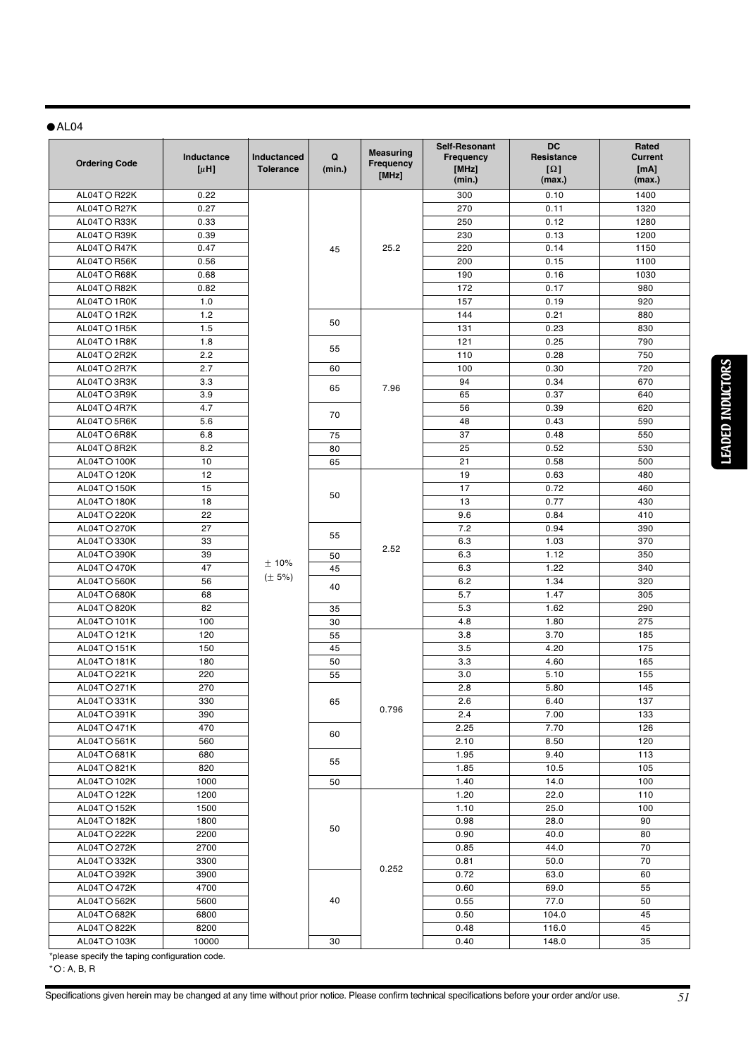● AL04

| Ordering Code | Inductance [μH] | Inductanced Tolerance | Q (min.) | Measuring Frequency [MHz] | Self-Resonant Frequency [MHz] (min.) | DC Resistance [Ω] (max.) | Rated Current [mA] (max.) |
|---|---|---|---|---|---|---|---|
| AL04T○R22K | 0.22 | ± 10% (± 5%) | 45 | 25.2 | 300 | 0.10 | 1400 |
| AL04T○R27K | 0.27 | | 45 | 25.2 | 270 | 0.11 | 1320 |
| AL04T○R33K | 0.33 | | 45 | 25.2 | 250 | 0.12 | 1280 |
| AL04T○R39K | 0.39 | | 45 | 25.2 | 230 | 0.13 | 1200 |
| AL04T○R47K | 0.47 | | 45 | 25.2 | 220 | 0.14 | 1150 |
| AL04T○R56K | 0.56 | | 45 | 25.2 | 200 | 0.15 | 1100 |
| AL04T○R68K | 0.68 | | 45 | 25.2 | 190 | 0.16 | 1030 |
| AL04T○R82K | 0.82 | | 45 | 25.2 | 172 | 0.17 | 980 |
| AL04T○1R0K | 1.0 | | 45 | 25.2 | 157 | 0.19 | 920 |
| AL04T○1R2K | 1.2 | | 50 | 7.96 | 144 | 0.21 | 880 |
| AL04T○1R5K | 1.5 | | 50 | 7.96 | 131 | 0.23 | 830 |
| AL04T○1R8K | 1.8 | | 55 | 7.96 | 121 | 0.25 | 790 |
| AL04T○2R2K | 2.2 | | 55 | 7.96 | 110 | 0.28 | 750 |
| AL04T○2R7K | 2.7 | | 60 | 7.96 | 100 | 0.30 | 720 |
| AL04T○3R3K | 3.3 | | 65 | 7.96 | 94 | 0.34 | 670 |
| AL04T○3R9K | 3.9 | | 65 | 7.96 | 65 | 0.37 | 640 |
| AL04T○4R7K | 4.7 | | 70 | 7.96 | 56 | 0.39 | 620 |
| AL04T○5R6K | 5.6 | | 70 | 7.96 | 48 | 0.43 | 590 |
| AL04T○6R8K | 6.8 | | 75 | 7.96 | 37 | 0.48 | 550 |
| AL04T○8R2K | 8.2 | | 80 | 7.96 | 25 | 0.52 | 530 |
| AL04T○100K | 10 | | 65 | 7.96 | 21 | 0.58 | 500 |
| AL04T○120K | 12 | | 50 | 2.52 | 19 | 0.63 | 480 |
| AL04T○150K | 15 | | 50 | 2.52 | 17 | 0.72 | 460 |
| AL04T○180K | 18 | | 50 | 2.52 | 13 | 0.77 | 430 |
| AL04T○220K | 22 | | 50 | 2.52 | 9.6 | 0.84 | 410 |
| AL04T○270K | 27 | | 55 | 2.52 | 7.2 | 0.94 | 390 |
| AL04T○330K | 33 | | 55 | 2.52 | 6.3 | 1.03 | 370 |
| AL04T○390K | 39 | | 50 | 2.52 | 6.3 | 1.12 | 350 |
| AL04T○470K | 47 | | 45 | 2.52 | 6.3 | 1.22 | 340 |
| AL04T○560K | 56 | | 40 | 2.52 | 6.2 | 1.34 | 320 |
| AL04T○680K | 68 | | 40 | 2.52 | 5.7 | 1.47 | 305 |
| AL04T○820K | 82 | | 35 | 2.52 | 5.3 | 1.62 | 290 |
| AL04T○101K | 100 | | 30 | 2.52 | 4.8 | 1.80 | 275 |
| AL04T○121K | 120 | | 55 | 0.796 | 3.8 | 3.70 | 185 |
| AL04T○151K | 150 | | 45 | 0.796 | 3.5 | 4.20 | 175 |
| AL04T○181K | 180 | | 50 | 0.796 | 3.3 | 4.60 | 165 |
| AL04T○221K | 220 | | 55 | 0.796 | 3.0 | 5.10 | 155 |
| AL04T○271K | 270 | | 65 | 0.796 | 2.8 | 5.80 | 145 |
| AL04T○331K | 330 | | 65 | 0.796 | 2.6 | 6.40 | 137 |
| AL04T○391K | 390 | | 65 | 0.796 | 2.4 | 7.00 | 133 |
| AL04T○471K | 470 | | 60 | 0.796 | 2.25 | 7.70 | 126 |
| AL04T○561K | 560 | | 60 | 0.796 | 2.10 | 8.50 | 120 |
| AL04T○681K | 680 | | 55 | 0.796 | 1.95 | 9.40 | 113 |
| AL04T○821K | 820 | | 55 | 0.796 | 1.85 | 10.5 | 105 |
| AL04T○102K | 1000 | | 50 | 0.796 | 1.40 | 14.0 | 100 |
| AL04T○122K | 1200 | | 50 | 0.252 | 1.20 | 22.0 | 110 |
| AL04T○152K | 1500 | | 50 | 0.252 | 1.10 | 25.0 | 100 |
| AL04T○182K | 1800 | | 50 | 0.252 | 0.98 | 28.0 | 90 |
| AL04T○222K | 2200 | | 50 | 0.252 | 0.90 | 40.0 | 80 |
| AL04T○272K | 2700 | | 50 | 0.252 | 0.85 | 44.0 | 70 |
| AL04T○332K | 3300 | | 50 | 0.252 | 0.81 | 50.0 | 70 |
| AL04T○392K | 3900 | | 40 | 0.252 | 0.72 | 63.0 | 60 |
| AL04T○472K | 4700 | | 40 | 0.252 | 0.60 | 69.0 | 55 |
| AL04T○562K | 5600 | | 40 | 0.252 | 0.55 | 77.0 | 50 |
| AL04T○682K | 6800 | | 40 | 0.252 | 0.50 | 104.0 | 45 |
| AL04T○822K | 8200 | | 40 | 0.252 | 0.48 | 116.0 | 45 |
| AL04T○103K | 10000 | | 30 | 0.252 | 0.40 | 148.0 | 35 |

*please specify the taping configuration code.
*○: A, B, R

Specifications given herein may be changed at any time without prior notice. Please confirm technical specifications before your order and/or use.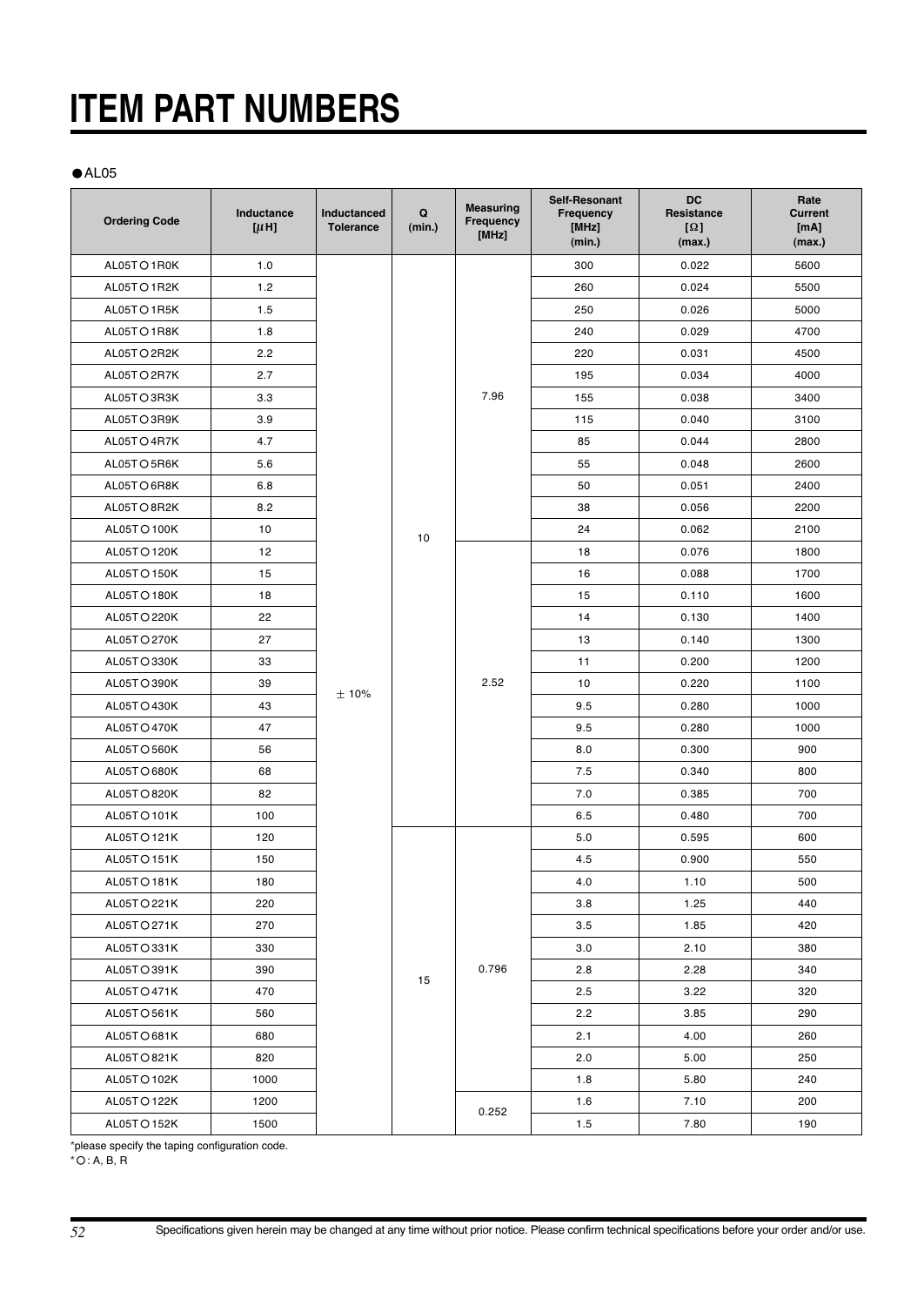# ITEM PART NUMBERS

● AL05

| Ordering Code | Inductance [μH] | Inductanced Tolerance | Q (min.) | Measuring Frequency [MHz] | Self-Resonant Frequency [MHz] (min.) | DC Resistance [Ω] (max.) | Rate Current [mA] (max.) |
|---|---|---|---|---|---|---|---|
| AL05T○1R0K | 1.0 | ± 10% | 10 | 7.96 | 300 | 0.022 | 5600 |
| AL05T○1R2K | 1.2 | | | | 260 | 0.024 | 5500 |
| AL05T○1R5K | 1.5 | | | | 250 | 0.026 | 5000 |
| AL05T○1R8K | 1.8 | | | | 240 | 0.029 | 4700 |
| AL05T○2R2K | 2.2 | | | | 220 | 0.031 | 4500 |
| AL05T○2R7K | 2.7 | | | | 195 | 0.034 | 4000 |
| AL05T○3R3K | 3.3 | | | | 155 | 0.038 | 3400 |
| AL05T○3R9K | 3.9 | | | | 115 | 0.040 | 3100 |
| AL05T○4R7K | 4.7 | | | | 85 | 0.044 | 2800 |
| AL05T○5R6K | 5.6 | | | | 55 | 0.048 | 2600 |
| AL05T○6R8K | 6.8 | | | | 50 | 0.051 | 2400 |
| AL05T○8R2K | 8.2 | | | | 38 | 0.056 | 2200 |
| AL05T○100K | 10 | | | | 24 | 0.062 | 2100 |
| AL05T○120K | 12 | | | 2.52 | 18 | 0.076 | 1800 |
| AL05T○150K | 15 | | | | 16 | 0.088 | 1700 |
| AL05T○180K | 18 | | | | 15 | 0.110 | 1600 |
| AL05T○220K | 22 | | | | 14 | 0.130 | 1400 |
| AL05T○270K | 27 | | | | 13 | 0.140 | 1300 |
| AL05T○330K | 33 | | | | 11 | 0.200 | 1200 |
| AL05T○390K | 39 | | | | 10 | 0.220 | 1100 |
| AL05T○430K | 43 | | | | 9.5 | 0.280 | 1000 |
| AL05T○470K | 47 | | | | 9.5 | 0.280 | 1000 |
| AL05T○560K | 56 | | | | 8.0 | 0.300 | 900 |
| AL05T○680K | 68 | | | | 7.5 | 0.340 | 800 |
| AL05T○820K | 82 | | | | 7.0 | 0.385 | 700 |
| AL05T○101K | 100 | | | | 6.5 | 0.480 | 700 |
| AL05T○121K | 120 | | 15 | 0.796 | 5.0 | 0.595 | 600 |
| AL05T○151K | 150 | | | | 4.5 | 0.900 | 550 |
| AL05T○181K | 180 | | | | 4.0 | 1.10 | 500 |
| AL05T○221K | 220 | | | | 3.8 | 1.25 | 440 |
| AL05T○271K | 270 | | | | 3.5 | 1.85 | 420 |
| AL05T○331K | 330 | | | | 3.0 | 2.10 | 380 |
| AL05T○391K | 390 | | | | 2.8 | 2.28 | 340 |
| AL05T○471K | 470 | | | | 2.5 | 3.22 | 320 |
| AL05T○561K | 560 | | | | 2.2 | 3.85 | 290 |
| AL05T○681K | 680 | | | | 2.1 | 4.00 | 260 |
| AL05T○821K | 820 | | | | 2.0 | 5.00 | 250 |
| AL05T○102K | 1000 | | | | 1.8 | 5.80 | 240 |
| AL05T○122K | 1200 | | | 0.252 | 1.6 | 7.10 | 200 |
| AL05T○152K | 1500 | | | | 1.5 | 7.80 | 190 |

*please specify the taping configuration code.
*○: A, B, R

Specifications given herein may be changed at any time without prior notice. Please confirm technical specifications before your order and/or use.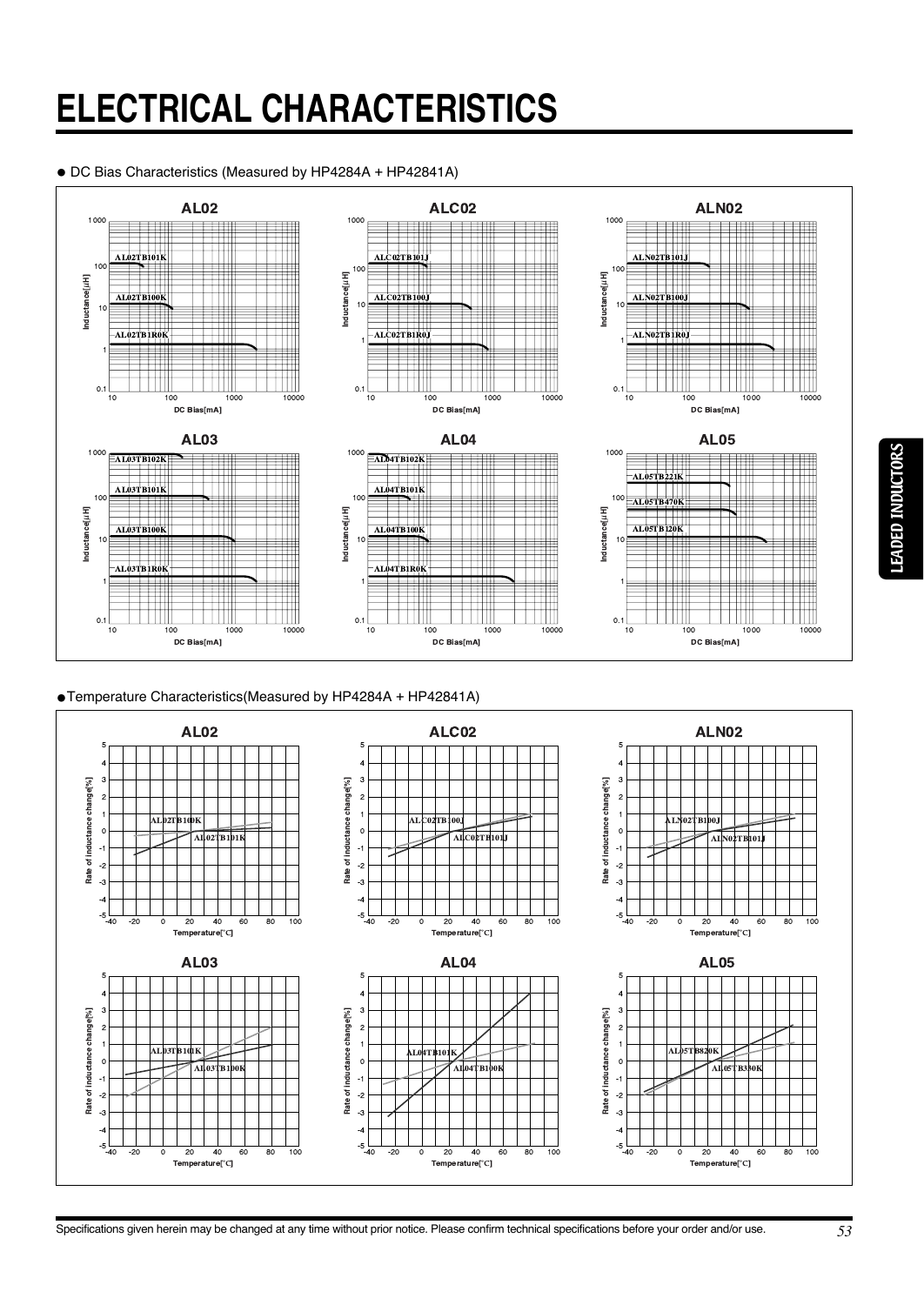# ELECTRICAL CHARACTERISTICS

● DC Bias Characteristics (Measured by HP4284A + HP42841A)

**AL02**

Inductance[μH]
1 000
100
10
1
0.1
AL02TB101K
AL02TB100K
AL02TB1R0K
10
100
1000
10000
DC Bias[mA]

**ALC02**

Inductance[μH]
1000
100
10
1
0.1
ALC02TB101J
ALC02TB100J
ALC02TB1R0J
10
100
1000
10000
DC Bias[mA]

**ALN02**

Inductance[μH]
1000
100
10
1
0.1
ALN02TB101J
ALN02TB100J
ALN02TB1R0J
10
100
1000
10000
DC Bias[mA]

**AL03**

Inductance[μH]
1 000
100
10
1
0.1
AL03TB102K
AL03TB101K
AL03TB100K
AL03TB1R0K
10
100
1000
10000
DC Bias[mA]

**AL04**

Inductance[μH]
1000
100
10
1
0.1
AL04TB102K
AL04TB101K
AL04TB100K
AL04TB1R0K
10
100
1000
10000
DC Bias[mA]

**AL05**

Inductance[μH]
1000
100
10
1
0.1
AL05TB221K
AL05TB470K
AL05TB120K
10
100
1000
10000
DC Bias[mA]

● Temperature Characteristics(Measured by HP4284A + HP42841A)

**AL02**

Rate of inductance change[%]
5
4
3
2
1
0
-1
-2
-3
-4
-5
AL02TB100K
AL02TB101K
-40
-20
0
20
40
60
80
100
Temperature[°C]

**ALC02**

Rate of inductance change[%]
5
4
3
2
1
0
-1
-2
-3
-4
-5
ALC02TB100J
ALC02TB101J
-40
-20
0
20
40
60
80
100
Temperature[°C]

**ALN02**

Rate of inductance change[%]
5
4
3
2
1
0
-1
-2
-3
-4
-5
ALN02TB100J
ALN02TB101J
-40
-20
0
20
40
60
80
100
Temperature[°C]

**AL03**

Rate of inductance change[%]
5
4
3
2
1
0
-1
-2
-3
-4
-5
AL03TB101K
AL03TB100K
-40
-20
0
20
40
60
80
100
Temperature[°C]

**AL04**

Rate of inductance change[%]
5
4
3
2
1
0
-1
-2
-3
-4
-5
AL04TB101K
AL04TB100K
-40
-20
0
20
40
60
80
100
Temperature[°C]

**AL05**

Rate of inductance change[%]
5
4
3
2
1
0
-1
-2
-3
-4
-5
AL05TB820K
AL05TB330K
-40
-20
0
20
40
60
80
100
Temperature[°C]

LEADED INDUCTORS

Specifications given herein may be changed at any time without prior notice. Please confirm technical specifications before your order and/or use.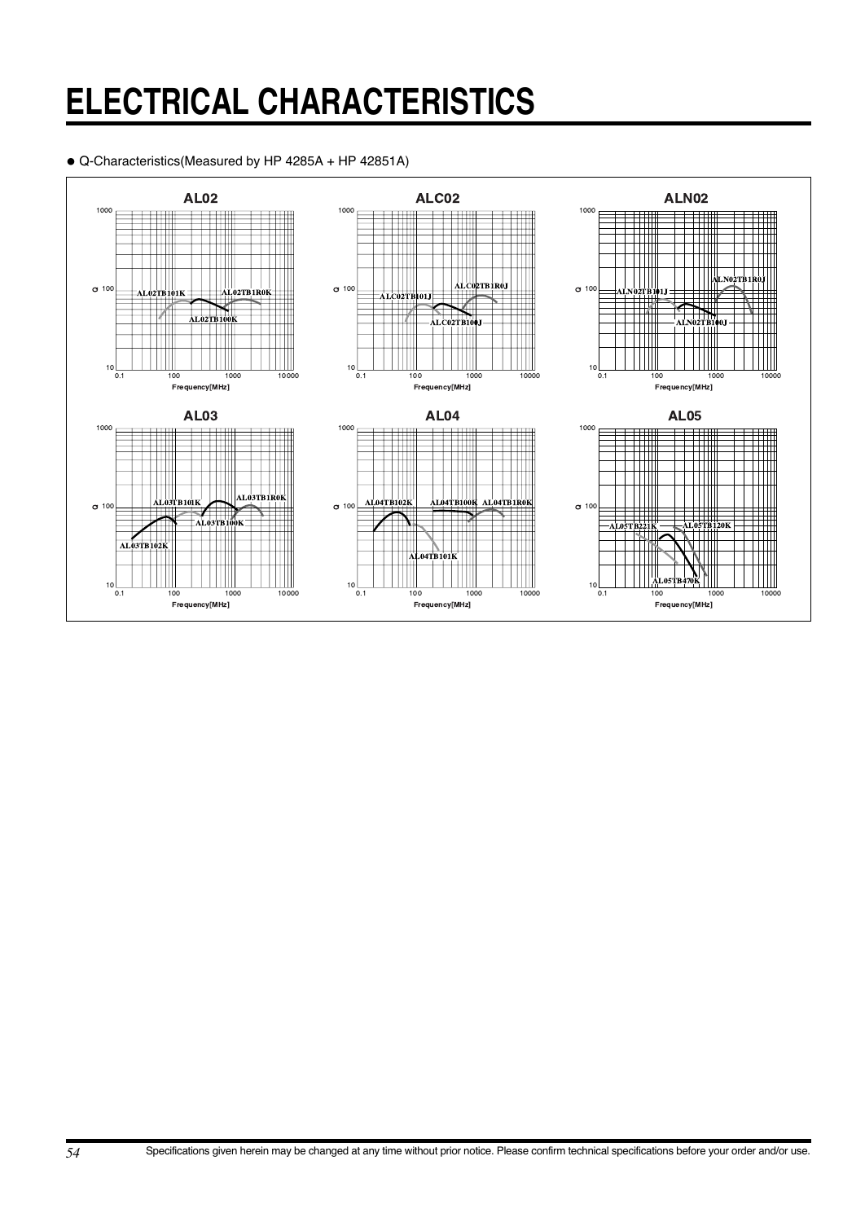# ELECTRICAL CHARACTERISTICS

● Q-Characteristics(Measured by HP 4285A + HP 42851A)

**AL02**

1000
Q 100
10
0.1
100
1000
10000
Frequency[MHz]
AL02TB101K
AL02TB1R0K
AL02TB100K

**ALC02**

1000
Q 100
10
0.1
100
1000
10000
Frequency[MHz]
ALC02TB1R0J
ALC02TB101J
ALC02TB100J

**ALN02**

1000
Q 100
10
0.1
100
1000
10000
Frequency[MHz]
ALN02TB1R0J
ALN02TB101J
ALN02TB100J

**AL03**

1000
Q 100
10
0.1
100
1000
10000
Frequency[MHz]
AL03TB1R0K
AL03TB101K
AL03TB100K
AL03TB102K

**AL04**

1000
Q 100
10
0.1
100
1000
10000
Frequency[MHz]
AL04TB102K
AL04TB100K
AL04TB1R0K
AL04TB101K

**AL05**

1000
Q 100
10
0.1
100
1000
10000
Frequency[MHz]
AL05TB221K
AL05TB120K
AL05TB470K

Specifications given herein may be changed at any time without prior notice. Please confirm technical specifications before your order and/or use.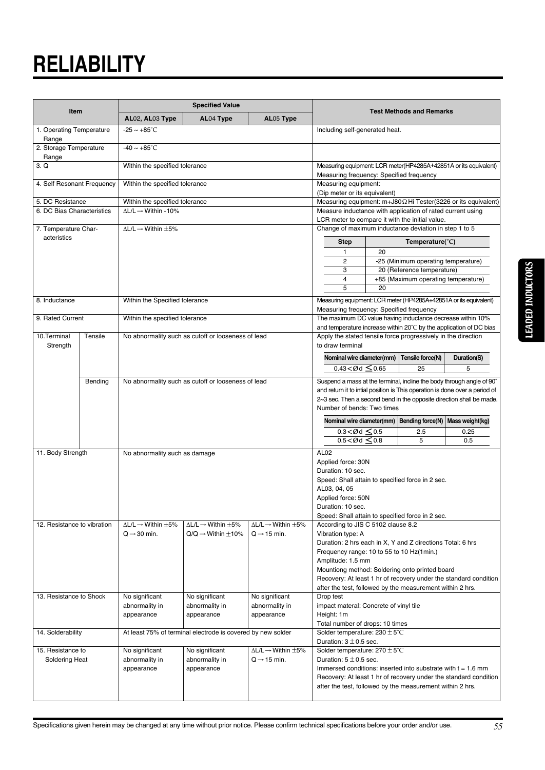# RELIABILITY

| Item | | Specified Value | | | Test Methods and Remarks |
|---|---|---|---|---|---|
| | | AL02, AL03 Type | AL04 Type | AL05 Type | |
| 1. Operating Temperature Range | | -25 ~ +85℃ | | | Including self-generated heat. |
| 2. Storage Temperature Range | | -40 ~ +85℃ | | | |
| 3. Q | | Within the specified tolerance | | | Measuring equipment: LCR meter(HP4285A+42851A or its equivalent)<br>Measuring frequency: Specified frequency |
| 4. Self Resonant Frequency | | Within the specified tolerance | | | Measuring equipment:<br>(Dip meter or its equivalent) |
| 5. DC Resistance | | Within the specified tolerance | | | Measuring equipment: m+J80Ω Hi Tester(3226 or its equivalent) |
| 6. DC Bias Characteristics | | ΔL/L→Within -10% | | | Measure inductance with application of rated current using LCR meter to compare it with the initial value. |
| 7. Temperature Characteristics | | ΔL/L→Within ±5% | | | Change of maximum inductance deviation in step 1 to 5<br>Step 1: 20<br>Step 2: -25 (Minimum operating temperature)<br>Step 3: 20 (Reference temperature)<br>Step 4: +85 (Maximum operating temperature)<br>Step 5: 20<br>(Temperature(℃)) |
| 8. Inductance | | Within the Specified tolerance | | | Measuring equipment: LCR meter (HP4285A+42851A or its equivalent)<br>Measuring frequency: Specified frequency |
| 9. Rated Current | | Within the specified tolerance | | | The maximum DC value having inductance decrease within 10% and temperature increase within 20℃ by the application of DC bias |
| 10. Terminal Strength | Tensile | No abnormality such as cutoff or looseness of lead | | | Apply the stated tensile force progressively in the direction to draw terminal<br>Nominal wire diameter(mm): 0.43<Ød≦0.65 / Tensile force(N): 25 / Duration(S): 5 |
| | Bending | No abnormality such as cutoff or looseness of lead | | | Suspend a mass at the terminal, incline the body through angle of 90° and return it to intial position is This operation is done over a period of 2~3 sec. Then a second bend in the opposite direction shall be made.<br>Number of bends: Two times<br>Nominal wire diameter(mm) / Bending force(N) / Mass weight(kg):<br>0.3<Ød≦0.5 / 2.5 / 0.25<br>0.5<Ød≦0.8 / 5 / 0.5 |
| 11. Body Strength | | No abnormality such as damage | | | AL02<br>Applied force: 30N<br>Duration: 10 sec.<br>Speed: Shall attain to specified force in 2 sec.<br>AL03, 04, 05<br>Applied force: 50N<br>Duration: 10 sec.<br>Speed: Shall attain to specified force in 2 sec. |
| 12. Resistance to vibration | | ΔL/L→Within ±5%<br>Q→30 min. | ΔL/L→Within ±5%<br>Q/Q→Within ±10% | ΔL/L→Within ±5%<br>Q→15 min. | According to JIS C 5102 clause 8.2<br>Vibration type: A<br>Duration: 2 hrs each in X, Y and Z directions Total: 6 hrs<br>Frequency range: 10 to 55 to 10 Hz(1min.)<br>Amplitude: 1.5 mm<br>Mountiong method: Soldering onto printed board<br>Recovery: At least 1 hr of recovery under the standard condition after the test, followed by the measurement within 2 hrs. |
| 13. Resistance to Shock | | No significant abnormality in appearance | No significant abnormality in appearance | No significant abnormality in appearance | Drop test<br>impact materal: Concrete of vinyl tile<br>Height: 1m<br>Total number of drops: 10 times |
| 14. Solderability | | At least 75% of terminal electrode is covered by new solder | | | Solder temperature: 230±5℃<br>Duration: 3±0.5 sec. |
| 15. Resistance to Soldering Heat | | No significant abnormality in appearance | No significant abnormality in appearance | ΔL/L→Within ±5%<br>Q→15 min. | Solder temperature: 270±5℃<br>Duration: 5±0.5 sec.<br>Immersed conditions: inserted into substrate with t = 1.6 mm<br>Recovery: At least 1 hr of recovery under the standard condition after the test, followed by the measurement within 2 hrs. |

Specifications given herein may be changed at any time without prior notice. Please confirm technical specifications before your order and/or use.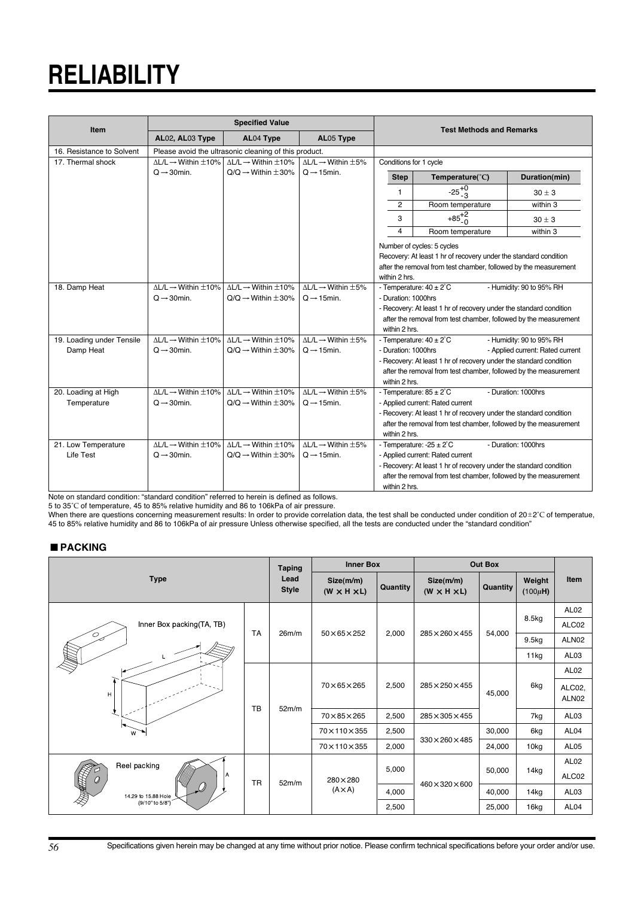# RELIABILITY

| Item | Specified Value | | | Test Methods and Remarks |
|---|---|---|---|---|
| | AL02, AL03 Type | AL04 Type | AL05 Type | |
| 16. Resistance to Solvent | Please avoid the ultrasonic cleaning of this product. | | | |
| 17. Thermal shock | ΔL/L → Within ±10%<br>Q → 30min. | ΔL/L → Within ±10%<br>Q/Q → Within ±30% | ΔL/L → Within ±5%<br>Q → 15min. | Conditions for 1 cycle<br>Step 1: Temperature $-25^{+0}_{-3}$ ℃, Duration $30 \pm 3$ min<br>Step 2: Room temperature, within 3 min<br>Step 3: Temperature $+85^{+2}_{-0}$ ℃, Duration $30 \pm 3$ min<br>Step 4: Room temperature, within 3 min<br>Number of cycles: 5 cycles<br>Recovery: At least 1 hr of recovery under the standard condition after the removal from test chamber, followed by the measurement within 2 hrs. |
| 18. Damp Heat | ΔL/L → Within ±10%<br>Q → 30min. | ΔL/L → Within ±10%<br>Q/Q → Within ±30% | ΔL/L → Within ±5%<br>Q → 15min. | - Temperature: 40 ± 2˚C - Humidity: 90 to 95% RH<br>- Duration: 1000hrs<br>- Recovery: At least 1 hr of recovery under the standard condition after the removal from test chamber, followed by the measurement within 2 hrs. |
| 19. Loading under Tensile Damp Heat | ΔL/L → Within ±10%<br>Q → 30min. | ΔL/L → Within ±10%<br>Q/Q → Within ±30% | ΔL/L → Within ±5%<br>Q → 15min. | - Temperature: 40 ± 2˚C - Humidity: 90 to 95% RH<br>- Duration: 1000hrs - Applied current: Rated current<br>- Recovery: At least 1 hr of recovery under the standard condition after the removal from test chamber, followed by the measurement within 2 hrs. |
| 20. Loading at High Temperature | ΔL/L → Within ±10%<br>Q → 30min. | ΔL/L → Within ±10%<br>Q/Q → Within ±30% | ΔL/L → Within ±5%<br>Q → 15min. | - Temperature: 85 ± 2˚C - Duration: 1000hrs<br>- Applied current: Rated current<br>- Recovery: At least 1 hr of recovery under the standard condition after the removal from test chamber, followed by the measurement within 2 hrs. |
| 21. Low Temperature Life Test | ΔL/L → Within ±10%<br>Q → 30min. | ΔL/L → Within ±10%<br>Q/Q → Within ±30% | ΔL/L → Within ±5%<br>Q → 15min. | - Temperature: -25 ± 2˚C - Duration: 1000hrs<br>- Applied current: Rated current<br>- Recovery: At least 1 hr of recovery under the standard condition after the removal from test chamber, followed by the measurement within 2 hrs. |

Note on standard condition: "standard condition" referred to herein is defined as follows.
5 to 35˚C of temperature, 45 to 85% relative humidity and 86 to 106kPa of air pressure.
When there are questions concerning measurement results: In order to provide correlation data, the test shall be conducted under condition of 20±2˚C of temperatue, 45 to 85% relative humidity and 86 to 106kPa of air pressure Unless otherwise specified, all the tests are conducted under the "standard condition"

## ■ PACKING

| Type | | Taping Lead Style | Inner Box | | Out Box | | | Item |
|---|---|---|---|---|---|---|---|---|
| | | | Size(m/m) (W × H × L) | Quantity | Size(m/m) (W × H × L) | Quantity | Weight (100μH) | |
| Inner Box packing(TA, TB) | TA | 26m/m | 50×65×252 | 2,000 | 285×260×455 | 54,000 | 8.5kg | AL02 |
| | | | | | | | | ALC02 |
| | | | | | | | 9.5kg | ALN02 |
| | | | | | | | 11kg | AL03 |
| | TB | 52m/m | 70×65×265 | 2,500 | 285×250×455 | 45,000 | 6kg | AL02 |
| | | | | | | | | ALC02, ALN02 |
| | | | 70×85×265 | 2,500 | 285×305×455 | | 7kg | AL03 |
| | | | 70×110×355 | 2,500 | 330×260×485 | 30,000 | 6kg | AL04 |
| | | | 70×110×355 | 2,000 | | 24,000 | 10kg | AL05 |
| Reel packing<br>14.29 to 15.88 Hole (9/16" to 5/8") | TR | 52m/m | 280×280 (A×A) | 5,000 | 460×320×600 | 50,000 | 14kg | AL02 |
| | | | | | | | | ALC02 |
| | | | | 4,000 | | 40,000 | 14kg | AL03 |
| | | | | 2,500 | | 25,000 | 16kg | AL04 |

Specifications given herein may be changed at any time without prior notice. Please confirm technical specifications before your order and/or use.